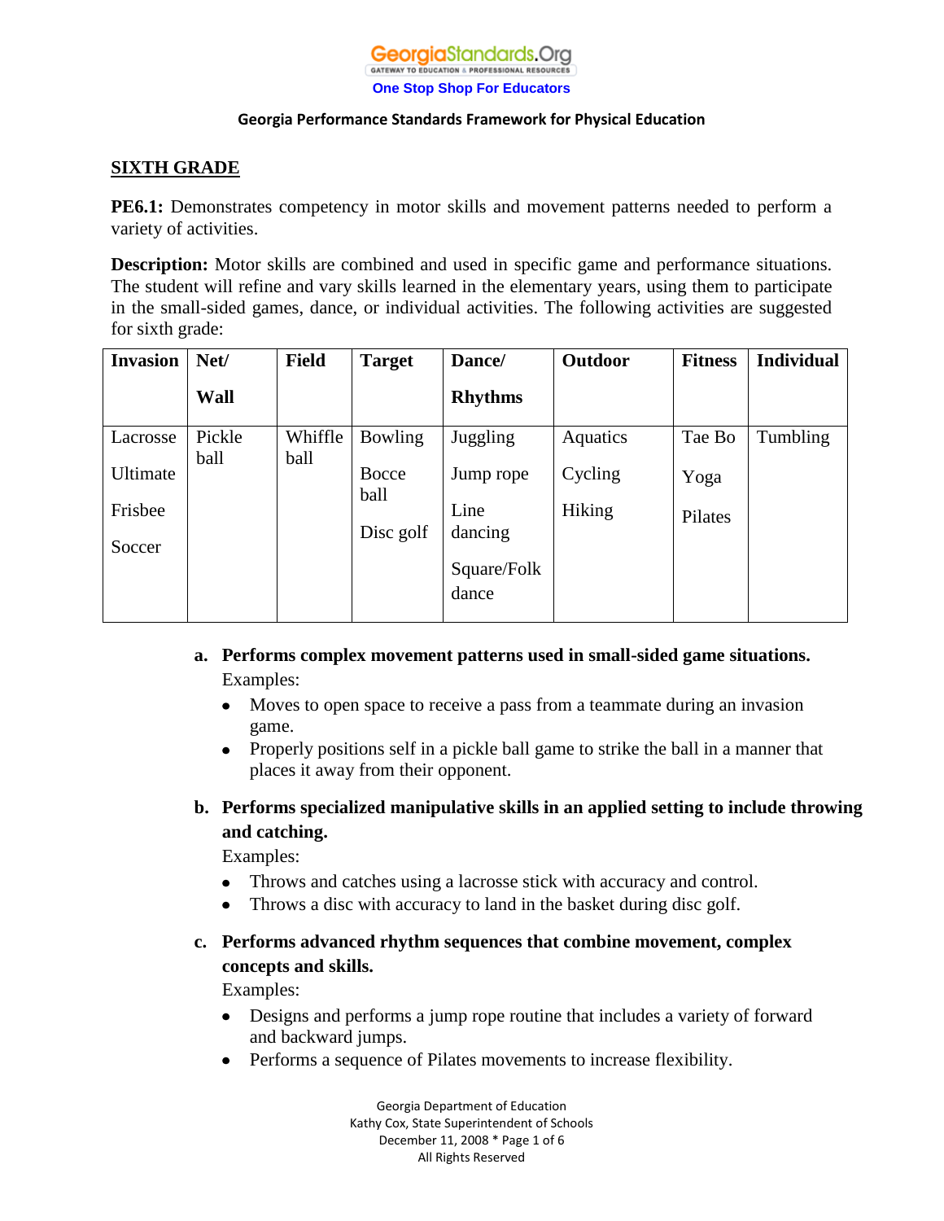**Georgia Performance Standards Framework for Physical Education**

## SIXTH GRADE

**PE6.1:** Demonstrates competency in motor skills and movement patterns needed to perform a variety of activities.

**Description:** Motor skills are combined and used in specific game and performance situations. The student will refine and vary skills learned in the elementary years, using them to participate in the small-sided games, dance, or individual activities. The following activities are suggested for sixth grade:

| Invasion | Net/ Wall | Field | Target | Dance/ Rhythms | Outdoor | Fitness | Individual |
|---|---|---|---|---|---|---|---|
| Lacrosse<br>Ultimate Frisbee<br>Soccer | Pickle ball | Whiffle ball | Bowling<br>Bocce ball<br>Disc golf | Juggling<br>Jump rope<br>Line dancing<br>Square/Folk dance | Aquatics<br>Cycling<br>Hiking | Tae Bo<br>Yoga<br>Pilates | Tumbling |

a. **Performs complex movement patterns used in small-sided game situations.**
   Examples:
   - Moves to open space to receive a pass from a teammate during an invasion game.
   - Properly positions self in a pickle ball game to strike the ball in a manner that places it away from their opponent.

b. **Performs specialized manipulative skills in an applied setting to include throwing and catching.**
   Examples:
   - Throws and catches using a lacrosse stick with accuracy and control.
   - Throws a disc with accuracy to land in the basket during disc golf.

c. **Performs advanced rhythm sequences that combine movement, complex concepts and skills.**
   Examples:
   - Designs and performs a jump rope routine that includes a variety of forward and backward jumps.
   - Performs a sequence of Pilates movements to increase flexibility.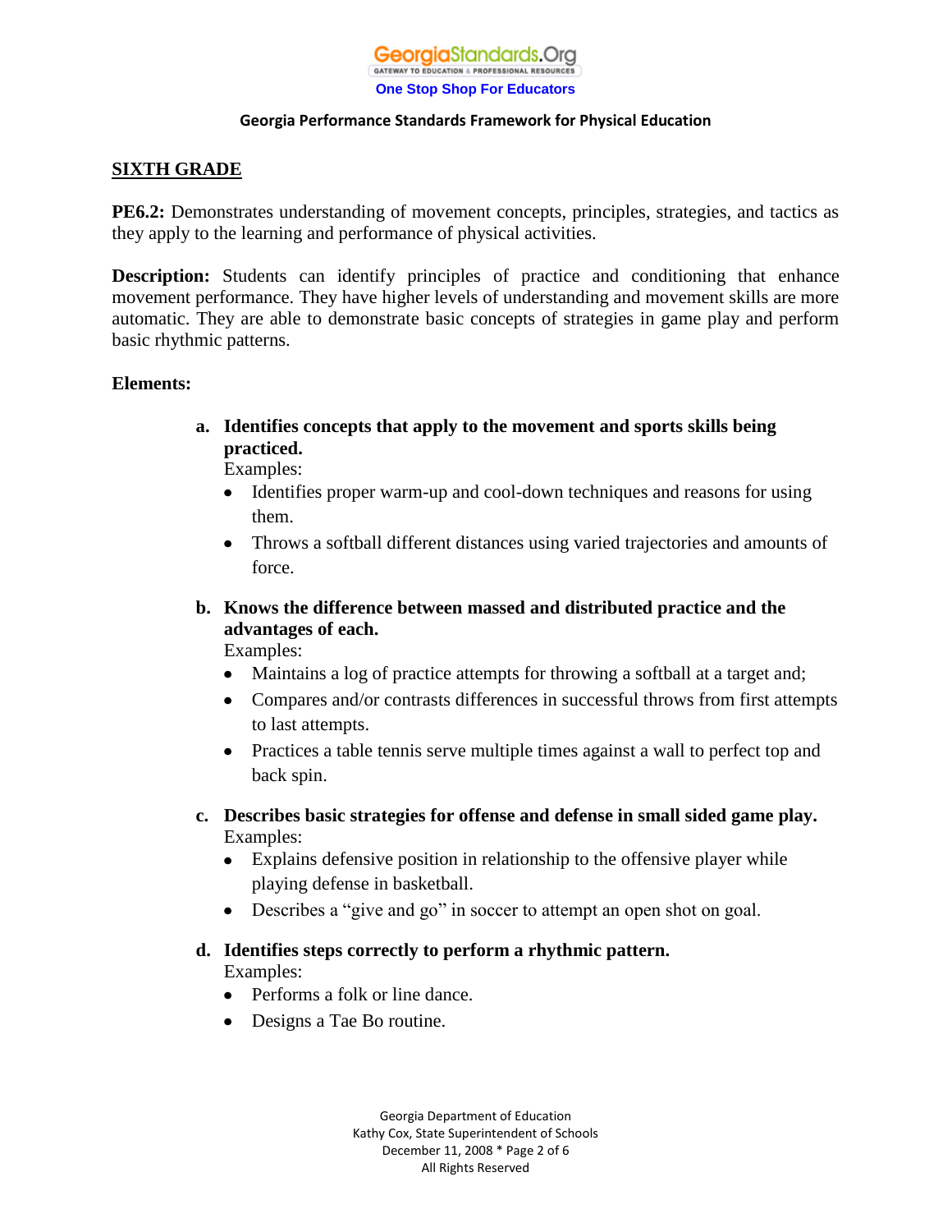## SIXTH GRADE

**PE6.2:** Demonstrates understanding of movement concepts, principles, strategies, and tactics as they apply to the learning and performance of physical activities.

**Description:** Students can identify principles of practice and conditioning that enhance movement performance. They have higher levels of understanding and movement skills are more automatic. They are able to demonstrate basic concepts of strategies in game play and perform basic rhythmic patterns.

**Elements:**

**a. Identifies concepts that apply to the movement and sports skills being practiced.**
Examples:
- Identifies proper warm-up and cool-down techniques and reasons for using them.
- Throws a softball different distances using varied trajectories and amounts of force.

**b. Knows the difference between massed and distributed practice and the advantages of each.**
Examples:
- Maintains a log of practice attempts for throwing a softball at a target and;
- Compares and/or contrasts differences in successful throws from first attempts to last attempts.
- Practices a table tennis serve multiple times against a wall to perfect top and back spin.

**c. Describes basic strategies for offense and defense in small sided game play.**
Examples:
- Explains defensive position in relationship to the offensive player while playing defense in basketball.
- Describes a “give and go” in soccer to attempt an open shot on goal.

**d. Identifies steps correctly to perform a rhythmic pattern.**
Examples:
- Performs a folk or line dance.
- Designs a Tae Bo routine.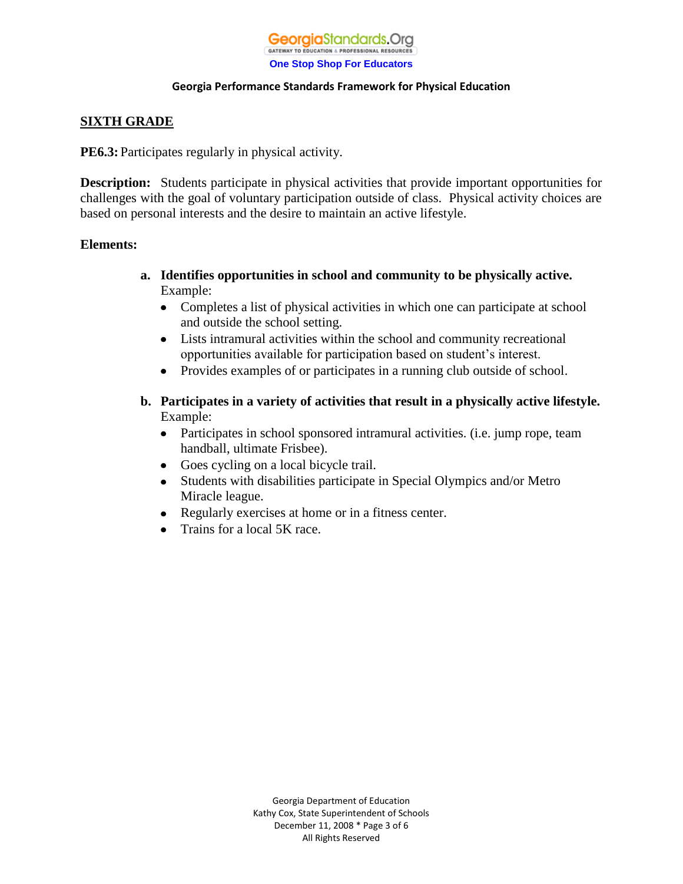## SIXTH GRADE

**PE6.3:** Participates regularly in physical activity.

**Description:** Students participate in physical activities that provide important opportunities for challenges with the goal of voluntary participation outside of class. Physical activity choices are based on personal interests and the desire to maintain an active lifestyle.

**Elements:**

a. **Identifies opportunities in school and community to be physically active.**
   Example:
   - Completes a list of physical activities in which one can participate at school and outside the school setting.
   - Lists intramural activities within the school and community recreational opportunities available for participation based on student's interest.
   - Provides examples of or participates in a running club outside of school.

b. **Participates in a variety of activities that result in a physically active lifestyle.**
   Example:
   - Participates in school sponsored intramural activities. (i.e. jump rope, team handball, ultimate Frisbee).
   - Goes cycling on a local bicycle trail.
   - Students with disabilities participate in Special Olympics and/or Metro Miracle league.
   - Regularly exercises at home or in a fitness center.
   - Trains for a local 5K race.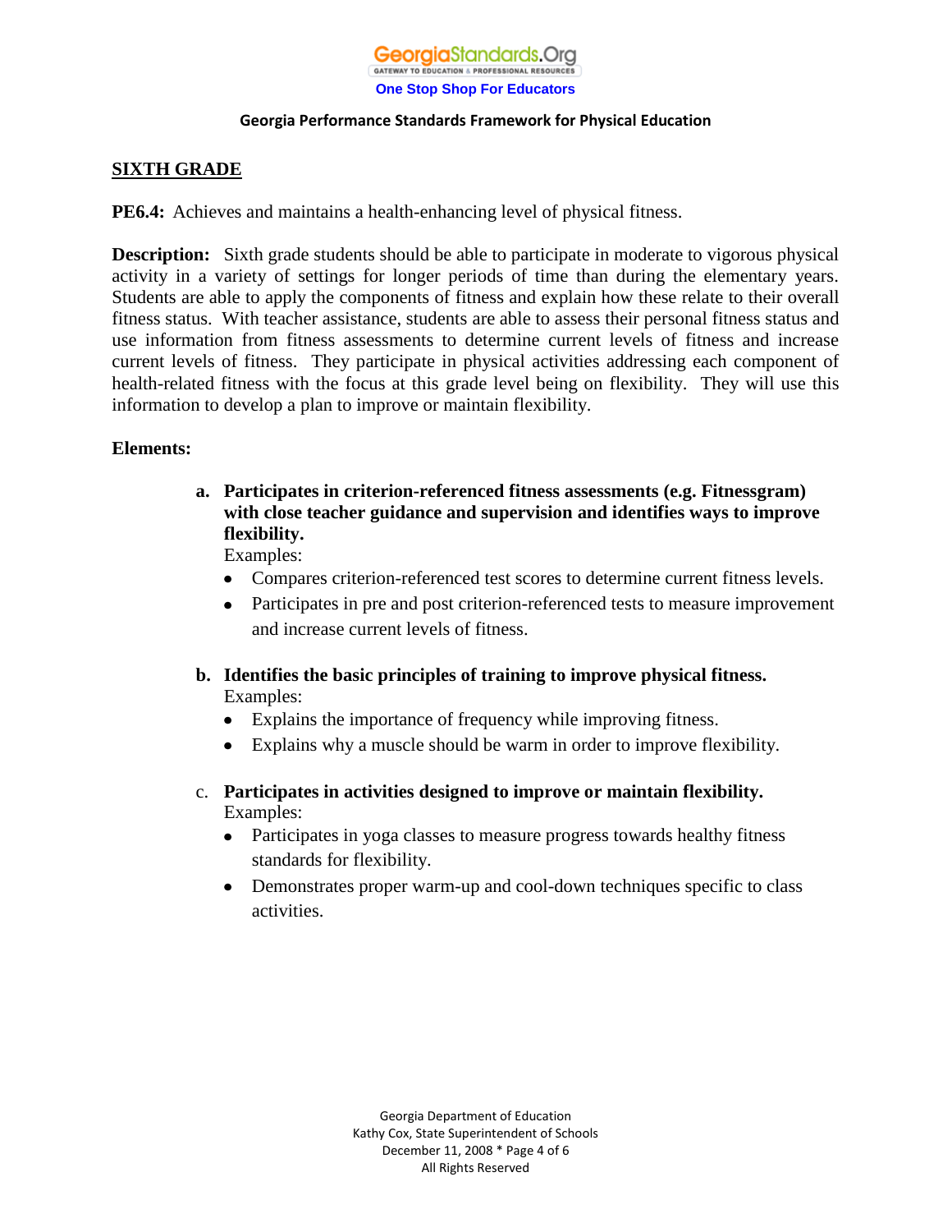Georgia Performance Standards Framework for Physical Education

## SIXTH GRADE

**PE6.4:** Achieves and maintains a health-enhancing level of physical fitness.

**Description:** Sixth grade students should be able to participate in moderate to vigorous physical activity in a variety of settings for longer periods of time than during the elementary years. Students are able to apply the components of fitness and explain how these relate to their overall fitness status. With teacher assistance, students are able to assess their personal fitness status and use information from fitness assessments to determine current levels of fitness and increase current levels of fitness. They participate in physical activities addressing each component of health-related fitness with the focus at this grade level being on flexibility. They will use this information to develop a plan to improve or maintain flexibility.

**Elements:**

a. **Participates in criterion-referenced fitness assessments (e.g. Fitnessgram) with close teacher guidance and supervision and identifies ways to improve flexibility.**
   Examples:
   - Compares criterion-referenced test scores to determine current fitness levels.
   - Participates in pre and post criterion-referenced tests to measure improvement and increase current levels of fitness.

b. **Identifies the basic principles of training to improve physical fitness.**
   Examples:
   - Explains the importance of frequency while improving fitness.
   - Explains why a muscle should be warm in order to improve flexibility.

c. **Participates in activities designed to improve or maintain flexibility.**
   Examples:
   - Participates in yoga classes to measure progress towards healthy fitness standards for flexibility.
   - Demonstrates proper warm-up and cool-down techniques specific to class activities.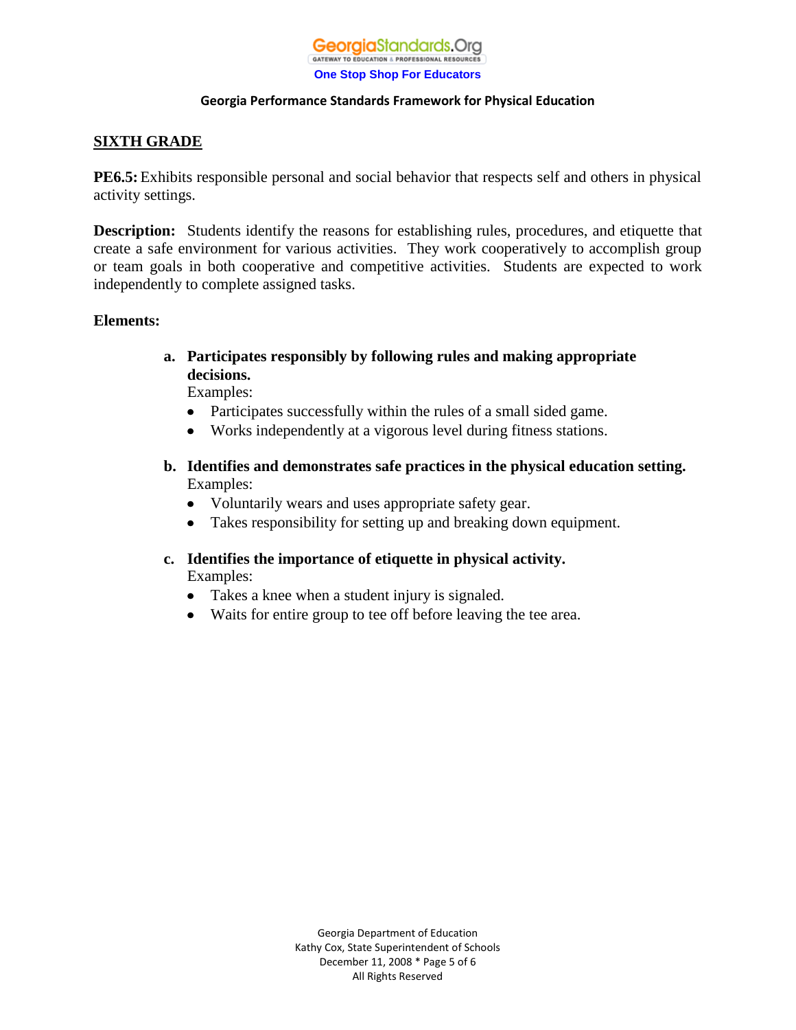## SIXTH GRADE

**PE6.5:** Exhibits responsible personal and social behavior that respects self and others in physical activity settings.

**Description:** Students identify the reasons for establishing rules, procedures, and etiquette that create a safe environment for various activities. They work cooperatively to accomplish group or team goals in both cooperative and competitive activities. Students are expected to work independently to complete assigned tasks.

**Elements:**

a. **Participates responsibly by following rules and making appropriate decisions.**
   Examples:
   - Participates successfully within the rules of a small sided game.
   - Works independently at a vigorous level during fitness stations.

b. **Identifies and demonstrates safe practices in the physical education setting.**
   Examples:
   - Voluntarily wears and uses appropriate safety gear.
   - Takes responsibility for setting up and breaking down equipment.

c. **Identifies the importance of etiquette in physical activity.**
   Examples:
   - Takes a knee when a student injury is signaled.
   - Waits for entire group to tee off before leaving the tee area.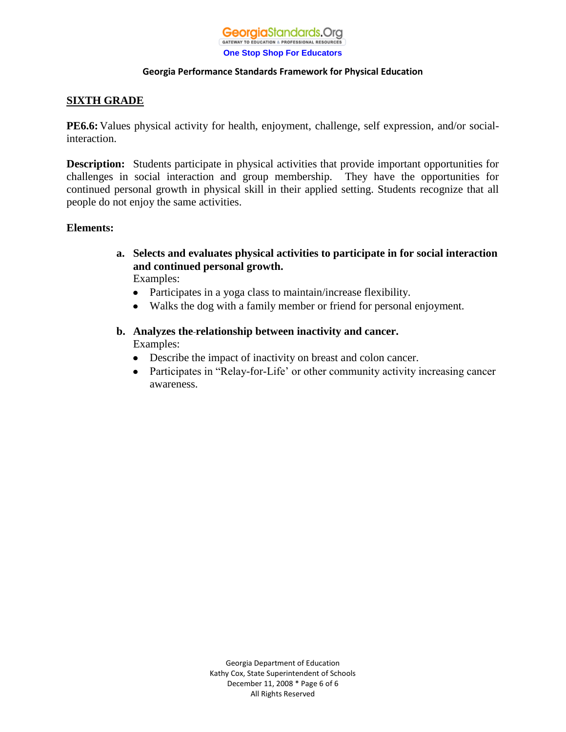## SIXTH GRADE

**PE6.6:** Values physical activity for health, enjoyment, challenge, self expression, and/or social-interaction.

**Description:** Students participate in physical activities that provide important opportunities for challenges in social interaction and group membership. They have the opportunities for continued personal growth in physical skill in their applied setting. Students recognize that all people do not enjoy the same activities.

**Elements:**

**a. Selects and evaluates physical activities to participate in for social interaction and continued personal growth.**
Examples:
- Participates in a yoga class to maintain/increase flexibility.
- Walks the dog with a family member or friend for personal enjoyment.

**b. Analyzes the relationship between inactivity and cancer.**
Examples:
- Describe the impact of inactivity on breast and colon cancer.
- Participates in "Relay-for-Life' or other community activity increasing cancer awareness.